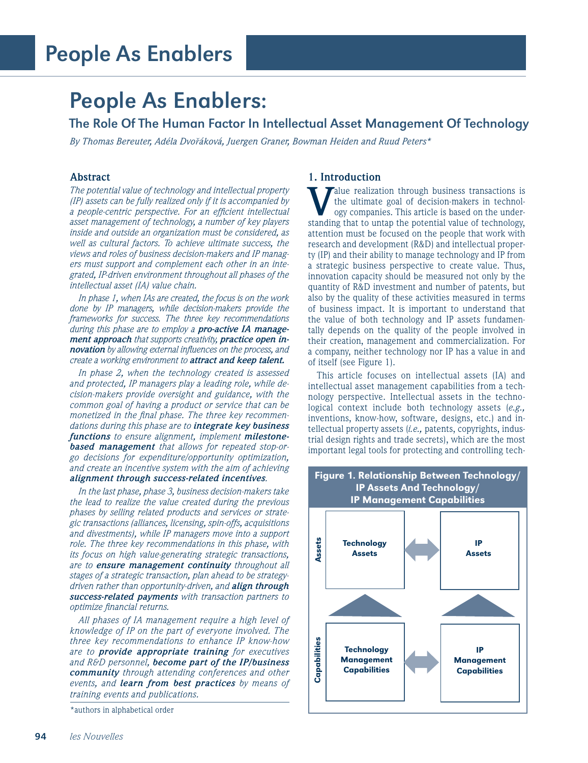# People As Enablers:

## The Role Of The Human Factor In Intellectual Asset Management Of Technology

*By Thomas Bereuter, Adéla Dvořáková, Juergen Graner, Bowman Heiden and Ruud Peters**

### Abstract

*The potential value of technology and intellectual property (IP) assets can be fully realized only if it is accompanied by a people-centric perspective. For an efficient intellectual asset management of technology, a number of key players inside and outside an organization must be considered, as well as cultural factors. To achieve ultimate success, the views and roles of business decision-makers and IP managers must support and complement each other in an integrated, IP-driven environment throughout all phases of the intellectual asset (IA) value chain.*

*In phase 1, when IAs are created, the focus is on the work done by IP managers, while decision-makers provide the frameworks for success. The three key recommendations during this phase are to employ a* ***pro-active IA management approach*** *that supports creativity,* ***practice open innovation*** *by allowing external influences on the process, and create a working environment to* ***attract and keep talent.***

*In phase 2, when the technology created is assessed and protected, IP managers play a leading role, while decision-makers provide oversight and guidance, with the common goal of having a product or service that can be monetized in the final phase. The three key recommendations during this phase are to* ***integrate key business functions*** *to ensure alignment, implement* ***milestone-based management*** *that allows for repeated stop-or-go decisions for expenditure/opportunity optimization, and create an incentive system with the aim of achieving* ***alignment through success-related incentives****.*

*In the last phase, phase 3, business decision-makers take the lead to realize the value created during the previous phases by selling related products and services or strategic transactions (alliances, licensing, spin-offs, acquisitions and divestments), while IP managers move into a support role. The three key recommendations in this phase, with its focus on high value-generating strategic transactions, are to* ***ensure management continuity*** *throughout all stages of a strategic transaction, plan ahead to be strategy-driven rather than opportunity-driven, and* ***align through success-related payments*** *with transaction partners to optimize financial returns.*

*All phases of IA management require a high level of knowledge of IP on the part of everyone involved. The three key recommendations to enhance IP know-how are to* ***provide appropriate training*** *for executives and R&D personnel,* ***become part of the IP/business community*** *through attending conferences and other events, and* ***learn from best practices*** *by means of training events and publications.*

*authors in alphabetical order

### 1. Introduction

Value realization through business transactions is the ultimate goal of decision-makers in technology companies. This article is based on the understanding that to untap the potential value of technology, attention must be focused on the people that work with research and development (R&D) and intellectual property (IP) and their ability to manage technology and IP from a strategic business perspective to create value. Thus, innovation capacity should be measured not only by the quantity of R&D investment and number of patents, but also by the quality of these activities measured in terms of business impact. It is important to understand that the value of both technology and IP assets fundamentally depends on the quality of the people involved in their creation, management and commercialization. For a company, neither technology nor IP has a value in and of itself (see Figure 1).

This article focuses on intellectual assets (IA) and intellectual asset management capabilities from a technology perspective. Intellectual assets in the technological context include both technology assets (*e.g.,* inventions, know-how, software, designs, etc.) and intellectual property assets (*i.e.,* patents, copyrights, industrial design rights and trade secrets), which are the most important legal tools for protecting and controlling tech-

**Figure 1. Relationship Between Technology/ IP Assets And Technology/ IP Management Capabilities**

| | | | |
|---|---|---|---|
| **Assets** | **Technology Assets** | ⟷ | **IP Assets** |
| | ▲ | | ▲ |
| **Capabilities** | **Technology Management Capabilities** | ⟷ | **IP Management Capabilities** |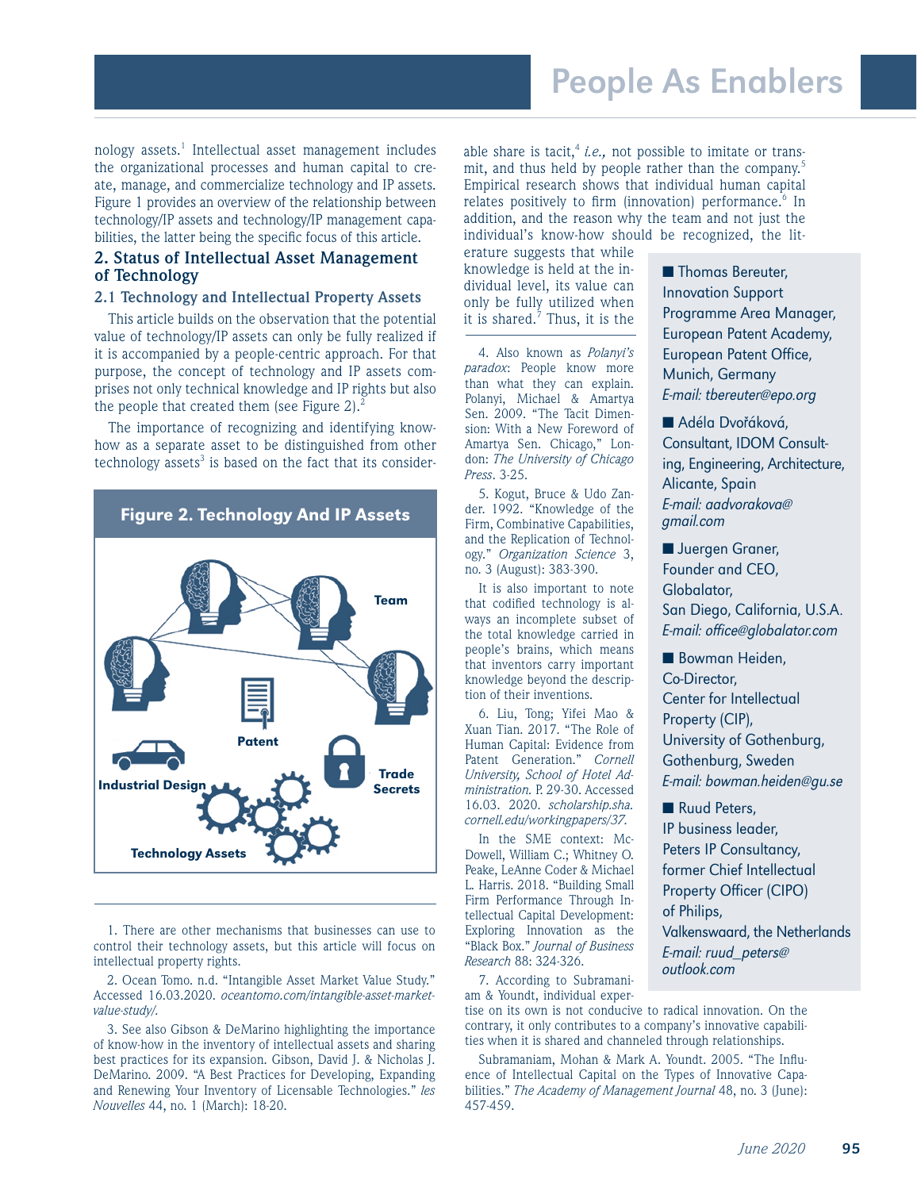nology assets.[1] Intellectual asset management includes the organizational processes and human capital to create, manage, and commercialize technology and IP assets. Figure 1 provides an overview of the relationship between technology/IP assets and technology/IP management capabilities, the latter being the specific focus of this article.

## 2. Status of Intellectual Asset Management of Technology

### 2.1 Technology and Intellectual Property Assets

This article builds on the observation that the potential value of technology/IP assets can only be fully realized if it is accompanied by a people-centric approach. For that purpose, the concept of technology and IP assets comprises not only technical knowledge and IP rights but also the people that created them (see Figure 2).[2]

The importance of recognizing and identifying know-how as a separate asset to be distinguished from other technology assets[3] is based on the fact that its considerable share is tacit,[4] *i.e.,* not possible to imitate or transmit, and thus held by people rather than the company.[5] Empirical research shows that individual human capital relates positively to firm (innovation) performance.[6] In addition, and the reason why the team and not just the individual's know-how should be recognized, the literature suggests that while knowledge is held at the individual level, its value can only be fully utilized when it is shared.[7] Thus, it is the

**Figure 2. Technology And IP Assets**

Team

Patent

Industrial Design

Trade Secrets

Technology Assets

---

1. There are other mechanisms that businesses can use to control their technology assets, but this article will focus on intellectual property rights.

2. Ocean Tomo. n.d. "Intangible Asset Market Value Study." Accessed 16.03.2020. *oceantomo.com/intangible-asset-market-value-study/.*

3. See also Gibson & DeMarino highlighting the importance of know-how in the inventory of intellectual assets and sharing best practices for its expansion. Gibson, David J. & Nicholas J. DeMarino. 2009. "A Best Practices for Developing, Expanding and Renewing Your Inventory of Licensable Technologies." *les Nouvelles* 44, no. 1 (March): 18-20.

4. Also known as *Polanyi's paradox*: People know more than what they can explain. Polanyi, Michael & Amartya Sen. 2009. "The Tacit Dimension: With a New Foreword of Amartya Sen. Chicago," London: *The University of Chicago Press*. 3-25.

5. Kogut, Bruce & Udo Zander. 1992. "Knowledge of the Firm, Combinative Capabilities, and the Replication of Technology." *Organization Science* 3, no. 3 (August): 383-390.

It is also important to note that codified technology is always an incomplete subset of the total knowledge carried in people's brains, which means that inventors carry important knowledge beyond the description of their inventions.

6. Liu, Tong; Yifei Mao & Xuan Tian. 2017. "The Role of Human Capital: Evidence from Patent Generation." *Cornell University, School of Hotel Administration.* P. 29-30. Accessed 16.03. 2020. *scholarship.sha.cornell.edu/workingpapers/37.*

In the SME context: McDowell, William C.; Whitney O. Peake, LeAnne Coder & Michael L. Harris. 2018. "Building Small Firm Performance Through Intellectual Capital Development: Exploring Innovation as the "Black Box." *Journal of Business Research* 88: 324-326.

7. According to Subramaniam & Youndt, individual expertise on its own is not conducive to radical innovation. On the contrary, it only contributes to a company's innovative capabilities when it is shared and channeled through relationships.

Subramaniam, Mohan & Mark A. Youndt. 2005. "The Influence of Intellectual Capital on the Types of Innovative Capabilities." *The Academy of Management Journal* 48, no. 3 (June): 457-459.

---

■ Thomas Bereuter, Innovation Support Programme Area Manager, European Patent Academy, European Patent Office, Munich, Germany
*E-mail: tbereuter@epo.org*

■ Adéla Dvořáková, Consultant, IDOM Consulting, Engineering, Architecture, Alicante, Spain
*E-mail: aadvorakova@gmail.com*

■ Juergen Graner, Founder and CEO, Globalator, San Diego, California, U.S.A.
*E-mail: office@globalator.com*

■ Bowman Heiden, Co-Director, Center for Intellectual Property (CIP), University of Gothenburg, Gothenburg, Sweden
*E-mail: bowman.heiden@gu.se*

■ Ruud Peters, IP business leader, Peters IP Consultancy, former Chief Intellectual Property Officer (CIPO) of Philips, Valkenswaard, the Netherlands
*E-mail: ruud_peters@outlook.com*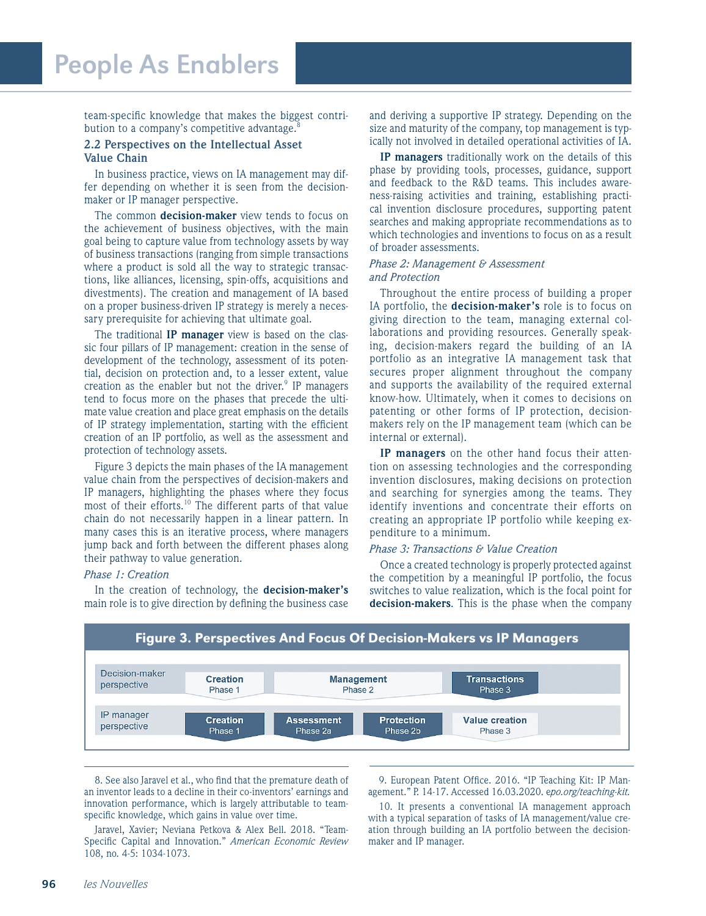team-specific knowledge that makes the biggest contribution to a company's competitive advantage.[8]

### 2.2 Perspectives on the Intellectual Asset Value Chain

In business practice, views on IA management may differ depending on whether it is seen from the decision-maker or IP manager perspective.

The common **decision-maker** view tends to focus on the achievement of business objectives, with the main goal being to capture value from technology assets by way of business transactions (ranging from simple transactions where a product is sold all the way to strategic transactions, like alliances, licensing, spin-offs, acquisitions and divestments). The creation and management of IA based on a proper business-driven IP strategy is merely a necessary prerequisite for achieving that ultimate goal.

The traditional **IP manager** view is based on the classic four pillars of IP management: creation in the sense of development of the technology, assessment of its potential, decision on protection and, to a lesser extent, value creation as the enabler but not the driver.[9] IP managers tend to focus more on the phases that precede the ultimate value creation and place great emphasis on the details of IP strategy implementation, starting with the efficient creation of an IP portfolio, as well as the assessment and protection of technology assets.

Figure 3 depicts the main phases of the IA management value chain from the perspectives of decision-makers and IP managers, highlighting the phases where they focus most of their efforts.[10] The different parts of that value chain do not necessarily happen in a linear pattern. In many cases this is an iterative process, where managers jump back and forth between the different phases along their pathway to value generation.

*Phase 1: Creation*

In the creation of technology, the **decision-maker's** main role is to give direction by defining the business case and deriving a supportive IP strategy. Depending on the size and maturity of the company, top management is typically not involved in detailed operational activities of IA.

**IP managers** traditionally work on the details of this phase by providing tools, processes, guidance, support and feedback to the R&D teams. This includes awareness-raising activities and training, establishing practical invention disclosure procedures, supporting patent searches and making appropriate recommendations as to which technologies and inventions to focus on as a result of broader assessments.

*Phase 2: Management & Assessment and Protection*

Throughout the entire process of building a proper IA portfolio, the **decision-maker's** role is to focus on giving direction to the team, managing external collaborations and providing resources. Generally speaking, decision-makers regard the building of an IA portfolio as an integrative IA management task that secures proper alignment throughout the company and supports the availability of the required external know-how. Ultimately, when it comes to decisions on patenting or other forms of IP protection, decision-makers rely on the IP management team (which can be internal or external).

**IP managers** on the other hand focus their attention on assessing technologies and the corresponding invention disclosures, making decisions on protection and searching for synergies among the teams. They identify inventions and concentrate their efforts on creating an appropriate IP portfolio while keeping expenditure to a minimum.

*Phase 3: Transactions & Value Creation*

Once a created technology is properly protected against the competition by a meaningful IP portfolio, the focus switches to value realization, which is the focal point for **decision-makers**. This is the phase when the company

**Figure 3. Perspectives And Focus Of Decision-Makers vs IP Managers**

| | | | | |
|---|---|---|---|---|
| Decision-maker perspective | **Creation** Phase 1 | **Management** Phase 2 | | **Transactions** Phase 3 |
| IP manager perspective | **Creation** Phase 1 | **Assessment** Phase 2a | **Protection** Phase 2b | **Value creation** Phase 3 |

---

8. See also Jaravel et al., who find that the premature death of an inventor leads to a decline in their co-inventors' earnings and innovation performance, which is largely attributable to team-specific knowledge, which gains in value over time.

Jaravel, Xavier; Neviana Petkova & Alex Bell. 2018. "Team-Specific Capital and Innovation." *American Economic Review* 108, no. 4-5: 1034-1073.

9. European Patent Office. 2016. "IP Teaching Kit: IP Management." P. 14-17. Accessed 16.03.2020. *epo.org/teaching-kit.*

10. It presents a conventional IA management approach with a typical separation of tasks of IA management/value creation through building an IA portfolio between the decision-maker and IP manager.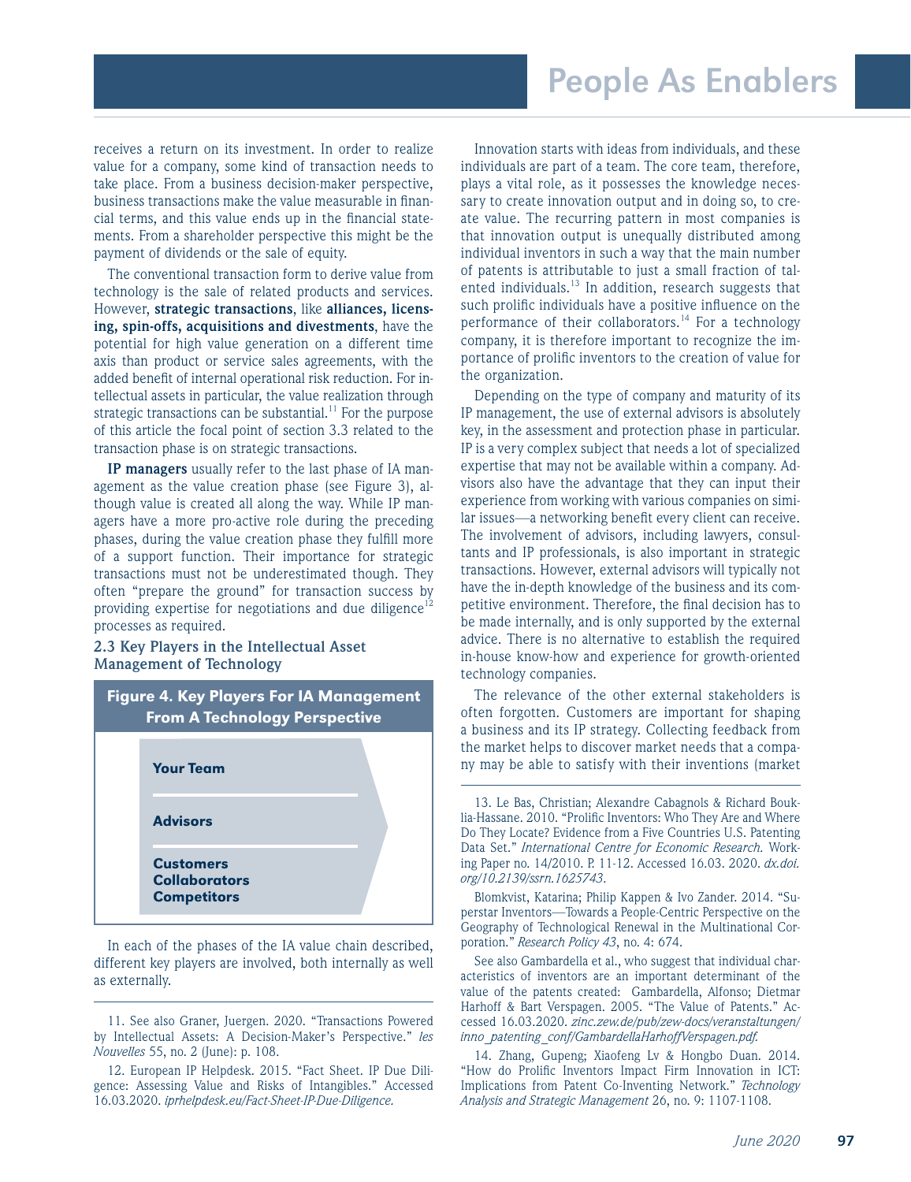receives a return on its investment. In order to realize value for a company, some kind of transaction needs to take place. From a business decision-maker perspective, business transactions make the value measurable in financial terms, and this value ends up in the financial statements. From a shareholder perspective this might be the payment of dividends or the sale of equity.

The conventional transaction form to derive value from technology is the sale of related products and services. However, **strategic transactions**, like **alliances, licensing, spin-offs, acquisitions and divestments**, have the potential for high value generation on a different time axis than product or service sales agreements, with the added benefit of internal operational risk reduction. For intellectual assets in particular, the value realization through strategic transactions can be substantial.[11] For the purpose of this article the focal point of section 3.3 related to the transaction phase is on strategic transactions.

**IP managers** usually refer to the last phase of IA management as the value creation phase (see Figure 3), although value is created all along the way. While IP managers have a more pro-active role during the preceding phases, during the value creation phase they fulfill more of a support function. Their importance for strategic transactions must not be underestimated though. They often "prepare the ground" for transaction success by providing expertise for negotiations and due diligence[12] processes as required.

### 2.3 Key Players in the Intellectual Asset Management of Technology

**Figure 4. Key Players For IA Management From A Technology Perspective**

**Your Team**

**Advisors**

**Customers**
**Collaborators**
**Competitors**

In each of the phases of the IA value chain described, different key players are involved, both internally as well as externally.

Innovation starts with ideas from individuals, and these individuals are part of a team. The core team, therefore, plays a vital role, as it possesses the knowledge necessary to create innovation output and in doing so, to create value. The recurring pattern in most companies is that innovation output is unequally distributed among individual inventors in such a way that the main number of patents is attributable to just a small fraction of talented individuals.[13] In addition, research suggests that such prolific individuals have a positive influence on the performance of their collaborators.[14] For a technology company, it is therefore important to recognize the importance of prolific inventors to the creation of value for the organization.

Depending on the type of company and maturity of its IP management, the use of external advisors is absolutely key, in the assessment and protection phase in particular. IP is a very complex subject that needs a lot of specialized expertise that may not be available within a company. Advisors also have the advantage that they can input their experience from working with various companies on similar issues—a networking benefit every client can receive. The involvement of advisors, including lawyers, consultants and IP professionals, is also important in strategic transactions. However, external advisors will typically not have the in-depth knowledge of the business and its competitive environment. Therefore, the final decision has to be made internally, and is only supported by the external advice. There is no alternative to establish the required in-house know-how and experience for growth-oriented technology companies.

The relevance of the other external stakeholders is often forgotten. Customers are important for shaping a business and its IP strategy. Collecting feedback from the market helps to discover market needs that a company may be able to satisfy with their inventions (market

11. See also Graner, Juergen. 2020. "Transactions Powered by Intellectual Assets: A Decision-Maker's Perspective." *les Nouvelles* 55, no. 2 (June): p. 108.

12. European IP Helpdesk. 2015. "Fact Sheet. IP Due Diligence: Assessing Value and Risks of Intangibles." Accessed 16.03.2020. *iprhelpdesk.eu/Fact-Sheet-IP-Due-Diligence.*

13. Le Bas, Christian; Alexandre Cabagnols & Richard Bouklia-Hassane. 2010. "Prolific Inventors: Who They Are and Where Do They Locate? Evidence from a Five Countries U.S. Patenting Data Set." *International Centre for Economic Research.* Working Paper no. 14/2010. P. 11-12. Accessed 16.03. 2020. *dx.doi.org/10.2139/ssrn.1625743.*

Blomkvist, Katarina; Philip Kappen & Ivo Zander. 2014. "Superstar Inventors—Towards a People-Centric Perspective on the Geography of Technological Renewal in the Multinational Corporation." *Research Policy 43*, no. 4: 674.

See also Gambardella et al., who suggest that individual characteristics of inventors are an important determinant of the value of the patents created: Gambardella, Alfonso; Dietmar Harhoff & Bart Verspagen. 2005. "The Value of Patents." Accessed 16.03.2020. *zinc.zew.de/pub/zew-docs/veranstaltungen/inno_patenting_conf/GambardellaHarhoffVerspagen.pdf.*

14. Zhang, Gupeng; Xiaofeng Lv & Hongbo Duan. 2014. "How do Prolific Inventors Impact Firm Innovation in ICT: Implications from Patent Co-Inventing Network." *Technology Analysis and Strategic Management* 26, no. 9: 1107-1108.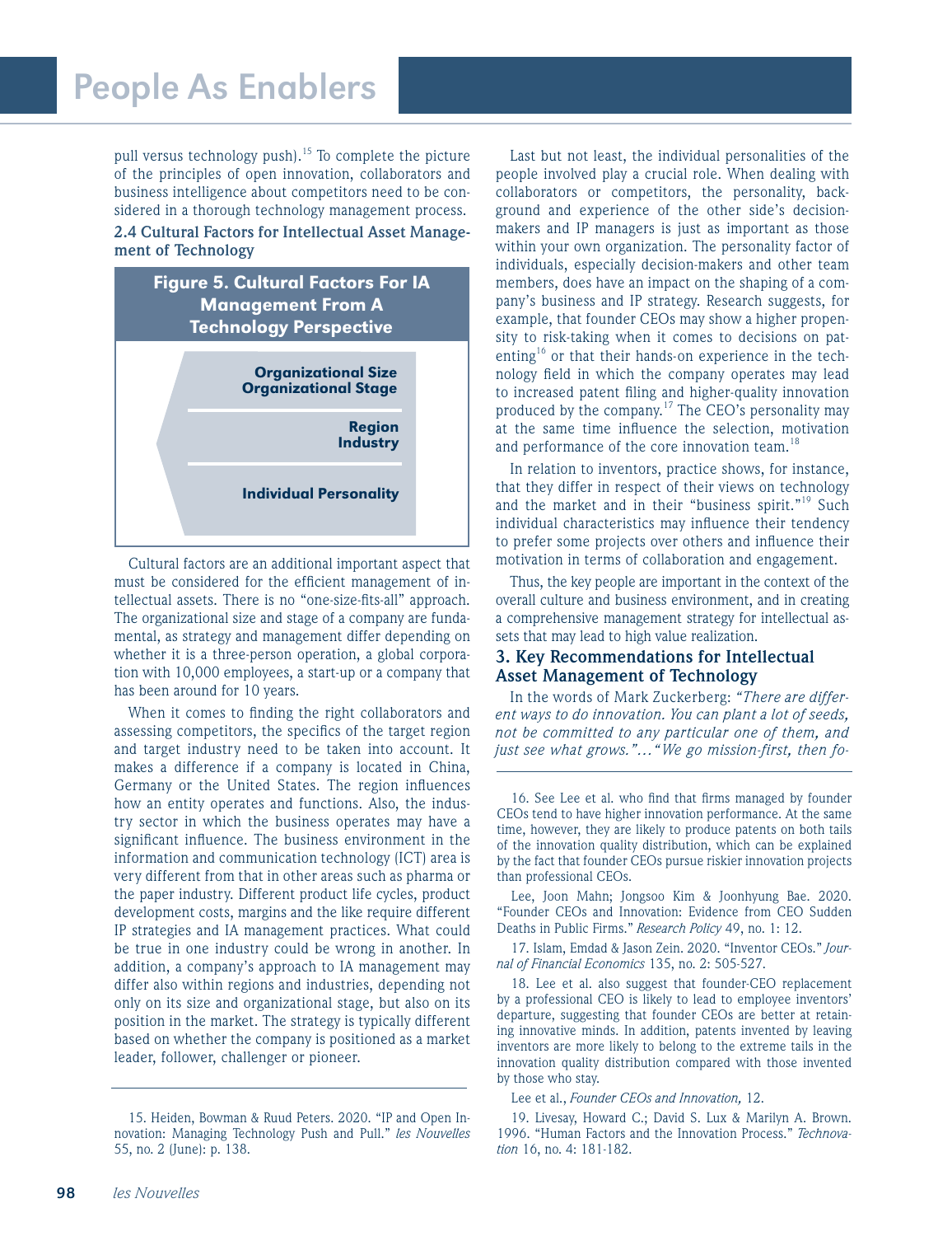pull versus technology push).[15] To complete the picture of the principles of open innovation, collaborators and business intelligence about competitors need to be considered in a thorough technology management process.

### 2.4 Cultural Factors for Intellectual Asset Management of Technology

**Figure 5. Cultural Factors For IA Management From A Technology Perspective**

**Organizational Size**
**Organizational Stage**

**Region**
**Industry**

**Individual Personality**

Cultural factors are an additional important aspect that must be considered for the efficient management of intellectual assets. There is no "one-size-fits-all" approach. The organizational size and stage of a company are fundamental, as strategy and management differ depending on whether it is a three-person operation, a global corporation with 10,000 employees, a start-up or a company that has been around for 10 years.

When it comes to finding the right collaborators and assessing competitors, the specifics of the target region and target industry need to be taken into account. It makes a difference if a company is located in China, Germany or the United States. The region influences how an entity operates and functions. Also, the industry sector in which the business operates may have a significant influence. The business environment in the information and communication technology (ICT) area is very different from that in other areas such as pharma or the paper industry. Different product life cycles, product development costs, margins and the like require different IP strategies and IA management practices. What could be true in one industry could be wrong in another. In addition, a company's approach to IA management may differ also within regions and industries, depending not only on its size and organizational stage, but also on its position in the market. The strategy is typically different based on whether the company is positioned as a market leader, follower, challenger or pioneer.

Last but not least, the individual personalities of the people involved play a crucial role. When dealing with collaborators or competitors, the personality, background and experience of the other side's decision-makers and IP managers is just as important as those within your own organization. The personality factor of individuals, especially decision-makers and other team members, does have an impact on the shaping of a company's business and IP strategy. Research suggests, for example, that founder CEOs may show a higher propensity to risk-taking when it comes to decisions on patenting[16] or that their hands-on experience in the technology field in which the company operates may lead to increased patent filing and higher-quality innovation produced by the company.[17] The CEO's personality may at the same time influence the selection, motivation and performance of the core innovation team.[18]

In relation to inventors, practice shows, for instance, that they differ in respect of their views on technology and the market and in their "business spirit."[19] Such individual characteristics may influence their tendency to prefer some projects over others and influence their motivation in terms of collaboration and engagement.

Thus, the key people are important in the context of the overall culture and business environment, and in creating a comprehensive management strategy for intellectual assets that may lead to high value realization.

## 3. Key Recommendations for Intellectual Asset Management of Technology

In the words of Mark Zuckerberg: *"There are different ways to do innovation. You can plant a lot of seeds, not be committed to any particular one of them, and just see what grows."…"We go mission-first, then fo-*

---

15. Heiden, Bowman & Ruud Peters. 2020. "IP and Open Innovation: Managing Technology Push and Pull." *les Nouvelles* 55, no. 2 (June): p. 138.

16. See Lee et al. who find that firms managed by founder CEOs tend to have higher innovation performance. At the same time, however, they are likely to produce patents on both tails of the innovation quality distribution, which can be explained by the fact that founder CEOs pursue riskier innovation projects than professional CEOs.

Lee, Joon Mahn; Jongsoo Kim & Joonhyung Bae. 2020. "Founder CEOs and Innovation: Evidence from CEO Sudden Deaths in Public Firms." *Research Policy* 49, no. 1: 12.

17. Islam, Emdad & Jason Zein. 2020. "Inventor CEOs." *Journal of Financial Economics* 135, no. 2: 505-527.

18. Lee et al. also suggest that founder-CEO replacement by a professional CEO is likely to lead to employee inventors' departure, suggesting that founder CEOs are better at retaining innovative minds. In addition, patents invented by leaving inventors are more likely to belong to the extreme tails in the innovation quality distribution compared with those invented by those who stay.

Lee et al., *Founder CEOs and Innovation,* 12.

19. Livesay, Howard C.; David S. Lux & Marilyn A. Brown. 1996. "Human Factors and the Innovation Process." *Technovation* 16, no. 4: 181-182.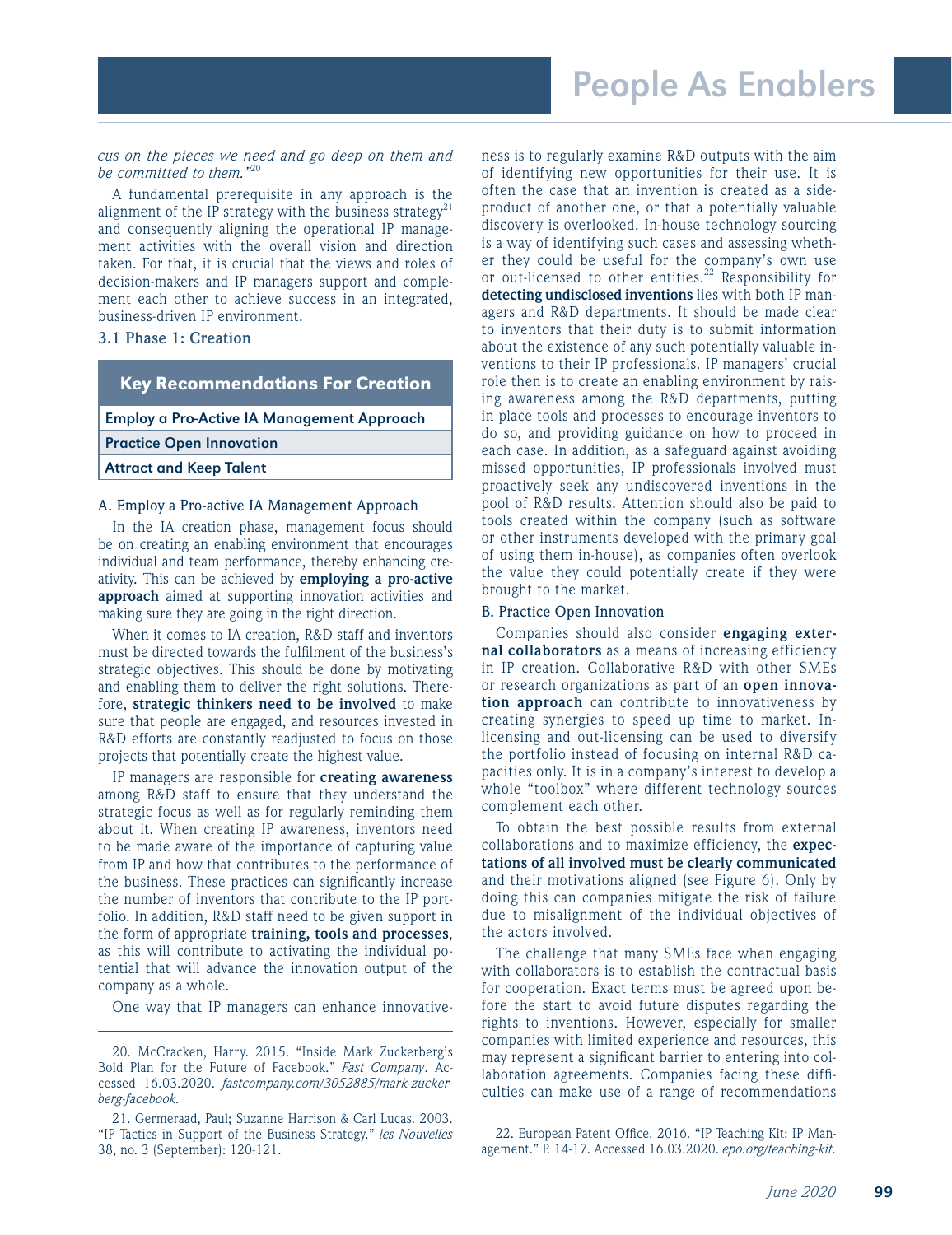*cus on the pieces we need and go deep on them and be committed to them."*[20]

A fundamental prerequisite in any approach is the alignment of the IP strategy with the business strategy[21] and consequently aligning the operational IP management activities with the overall vision and direction taken. For that, it is crucial that the views and roles of decision-makers and IP managers support and complement each other to achieve success in an integrated, business-driven IP environment.

### 3.1 Phase 1: Creation

| Key Recommendations For Creation |
|---|
| Employ a Pro-Active IA Management Approach |
| Practice Open Innovation |
| Attract and Keep Talent |

#### A. Employ a Pro-active IA Management Approach

In the IA creation phase, management focus should be on creating an enabling environment that encourages individual and team performance, thereby enhancing creativity. This can be achieved by **employing a pro-active approach** aimed at supporting innovation activities and making sure they are going in the right direction.

When it comes to IA creation, R&D staff and inventors must be directed towards the fulfilment of the business's strategic objectives. This should be done by motivating and enabling them to deliver the right solutions. Therefore, **strategic thinkers need to be involved** to make sure that people are engaged, and resources invested in R&D efforts are constantly readjusted to focus on those projects that potentially create the highest value.

IP managers are responsible for **creating awareness** among R&D staff to ensure that they understand the strategic focus as well as for regularly reminding them about it. When creating IP awareness, inventors need to be made aware of the importance of capturing value from IP and how that contributes to the performance of the business. These practices can significantly increase the number of inventors that contribute to the IP portfolio. In addition, R&D staff need to be given support in the form of appropriate **training, tools and processes**, as this will contribute to activating the individual potential that will advance the innovation output of the company as a whole.

One way that IP managers can enhance innovativeness is to regularly examine R&D outputs with the aim of identifying new opportunities for their use. It is often the case that an invention is created as a side-product of another one, or that a potentially valuable discovery is overlooked. In-house technology sourcing is a way of identifying such cases and assessing whether they could be useful for the company's own use or out-licensed to other entities.[22] Responsibility for **detecting undisclosed inventions** lies with both IP managers and R&D departments. It should be made clear to inventors that their duty is to submit information about the existence of any such potentially valuable inventions to their IP professionals. IP managers' crucial role then is to create an enabling environment by raising awareness among the R&D departments, putting in place tools and processes to encourage inventors to do so, and providing guidance on how to proceed in each case. In addition, as a safeguard against avoiding missed opportunities, IP professionals involved must proactively seek any undiscovered inventions in the pool of R&D results. Attention should also be paid to tools created within the company (such as software or other instruments developed with the primary goal of using them in-house), as companies often overlook the value they could potentially create if they were brought to the market.

#### B. Practice Open Innovation

Companies should also consider **engaging external collaborators** as a means of increasing efficiency in IP creation. Collaborative R&D with other SMEs or research organizations as part of an **open innovation approach** can contribute to innovativeness by creating synergies to speed up time to market. In-licensing and out-licensing can be used to diversify the portfolio instead of focusing on internal R&D capacities only. It is in a company's interest to develop a whole "toolbox" where different technology sources complement each other.

To obtain the best possible results from external collaborations and to maximize efficiency, the **expectations of all involved must be clearly communicated** and their motivations aligned (see Figure 6). Only by doing this can companies mitigate the risk of failure due to misalignment of the individual objectives of the actors involved.

The challenge that many SMEs face when engaging with collaborators is to establish the contractual basis for cooperation. Exact terms must be agreed upon before the start to avoid future disputes regarding the rights to inventions. However, especially for smaller companies with limited experience and resources, this may represent a significant barrier to entering into collaboration agreements. Companies facing these difficulties can make use of a range of recommendations

---

20. McCracken, Harry. 2015. "Inside Mark Zuckerberg's Bold Plan for the Future of Facebook." *Fast Company*. Accessed 16.03.2020. *fastcompany.com/3052885/mark-zuckerberg-facebook.*

21. Germeraad, Paul; Suzanne Harrison & Carl Lucas. 2003. "IP Tactics in Support of the Business Strategy." *les Nouvelles* 38, no. 3 (September): 120-121.

22. European Patent Office. 2016. "IP Teaching Kit: IP Management." P. 14-17. Accessed 16.03.2020. *epo.org/teaching-kit.*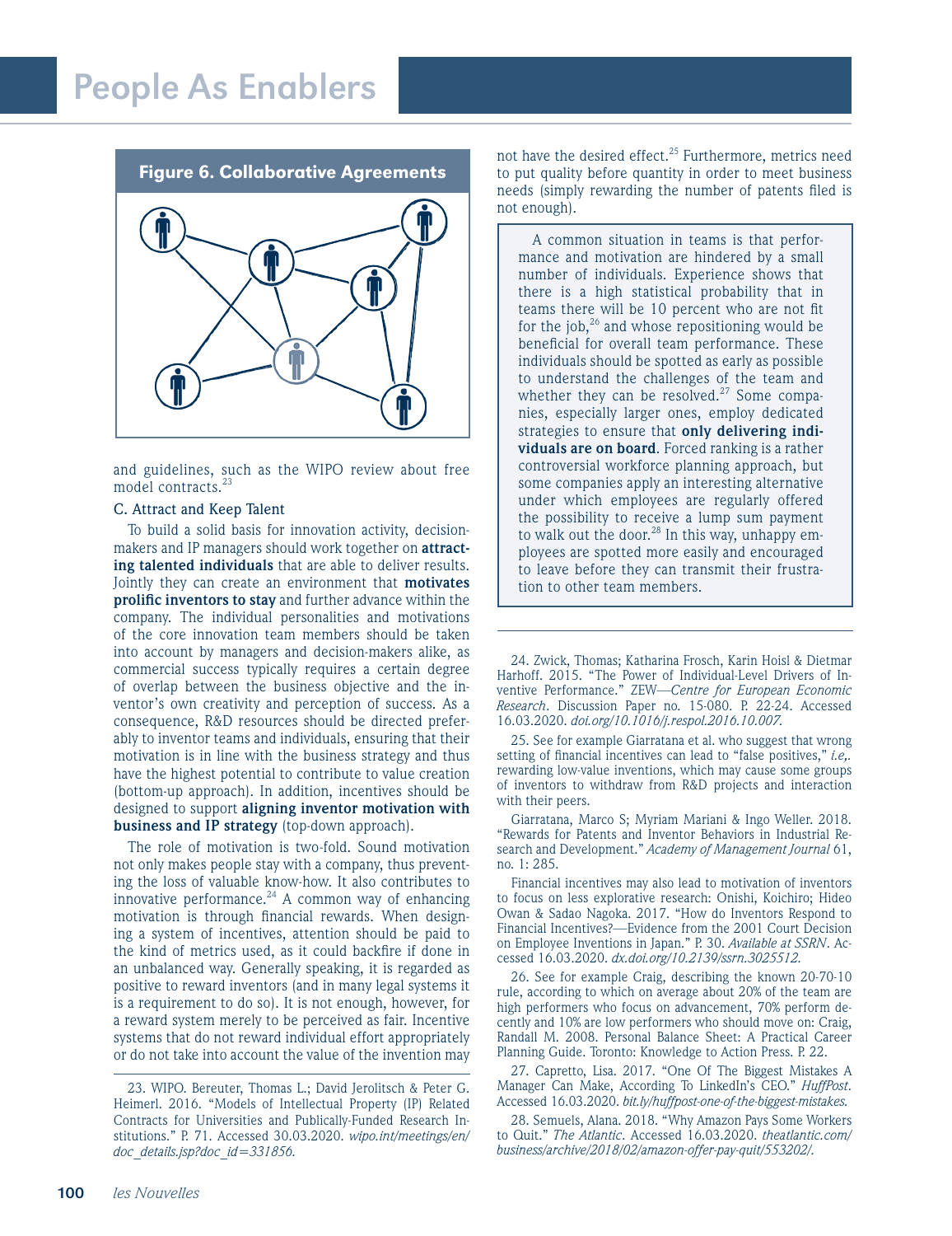**Figure 6. Collaborative Agreements**

and guidelines, such as the WIPO review about free model contracts.[23]

C. Attract and Keep Talent

To build a solid basis for innovation activity, decision-makers and IP managers should work together on **attracting talented individuals** that are able to deliver results. Jointly they can create an environment that **motivates prolific inventors to stay** and further advance within the company. The individual personalities and motivations of the core innovation team members should be taken into account by managers and decision-makers alike, as commercial success typically requires a certain degree of overlap between the business objective and the inventor's own creativity and perception of success. As a consequence, R&D resources should be directed preferably to inventor teams and individuals, ensuring that their motivation is in line with the business strategy and thus have the highest potential to contribute to value creation (bottom-up approach). In addition, incentives should be designed to support **aligning inventor motivation with business and IP strategy** (top-down approach).

The role of motivation is two-fold. Sound motivation not only makes people stay with a company, thus preventing the loss of valuable know-how. It also contributes to innovative performance.[24] A common way of enhancing motivation is through financial rewards. When designing a system of incentives, attention should be paid to the kind of metrics used, as it could backfire if done in an unbalanced way. Generally speaking, it is regarded as positive to reward inventors (and in many legal systems it is a requirement to do so). It is not enough, however, for a reward system merely to be perceived as fair. Incentive systems that do not reward individual effort appropriately or do not take into account the value of the invention may not have the desired effect.[25] Furthermore, metrics need to put quality before quantity in order to meet business needs (simply rewarding the number of patents filed is not enough).

> A common situation in teams is that performance and motivation are hindered by a small number of individuals. Experience shows that there is a high statistical probability that in teams there will be 10 percent who are not fit for the job,[26] and whose repositioning would be beneficial for overall team performance. These individuals should be spotted as early as possible to understand the challenges of the team and whether they can be resolved.[27] Some companies, especially larger ones, employ dedicated strategies to ensure that **only delivering individuals are on board**. Forced ranking is a rather controversial workforce planning approach, but some companies apply an interesting alternative under which employees are regularly offered the possibility to receive a lump sum payment to walk out the door.[28] In this way, unhappy employees are spotted more easily and encouraged to leave before they can transmit their frustration to other team members.

---

23. WIPO. Bereuter, Thomas L.; David Jerolitsch & Peter G. Heimerl. 2016. "Models of Intellectual Property (IP) Related Contracts for Universities and Publically-Funded Research Institutions." P. 71. Accessed 30.03.2020. *wipo.int/meetings/en/doc_details.jsp?doc_id=331856.*

24. Zwick, Thomas; Katharina Frosch, Karin Hoisl & Dietmar Harhoff. 2015. "The Power of Individual-Level Drivers of Inventive Performance." ZEW—*Centre for European Economic Research*. Discussion Paper no. 15-080. P. 22-24. Accessed 16.03.2020. *doi.org/10.1016/j.respol.2016.10.007.*

25. See for example Giarratana et al. who suggest that wrong setting of financial incentives can lead to "false positives," *i.e,.* rewarding low-value inventions, which may cause some groups of inventors to withdraw from R&D projects and interaction with their peers.

Giarratana, Marco S; Myriam Mariani & Ingo Weller. 2018. "Rewards for Patents and Inventor Behaviors in Industrial Research and Development." *Academy of Management Journal* 61, no. 1: 285.

Financial incentives may also lead to motivation of inventors to focus on less explorative research: Onishi, Koichiro; Hideo Owan & Sadao Nagoka. 2017. "How do Inventors Respond to Financial Incentives?—Evidence from the 2001 Court Decision on Employee Inventions in Japan." P. 30. *Available at SSRN*. Accessed 16.03.2020. *dx.doi.org/10.2139/ssrn.3025512.*

26. See for example Craig, describing the known 20-70-10 rule, according to which on average about 20% of the team are high performers who focus on advancement, 70% perform decently and 10% are low performers who should move on: Craig, Randall M. 2008. Personal Balance Sheet: A Practical Career Planning Guide. Toronto: Knowledge to Action Press. P. 22.

27. Capretto, Lisa. 2017. "One Of The Biggest Mistakes A Manager Can Make, According To LinkedIn's CEO." *HuffPost*. Accessed 16.03.2020. *bit.ly/huffpost-one-of-the-biggest-mistakes.*

28. Semuels, Alana. 2018. "Why Amazon Pays Some Workers to Quit." *The Atlantic*. Accessed 16.03.2020. *theatlantic.com/business/archive/2018/02/amazon-offer-pay-quit/553202/.*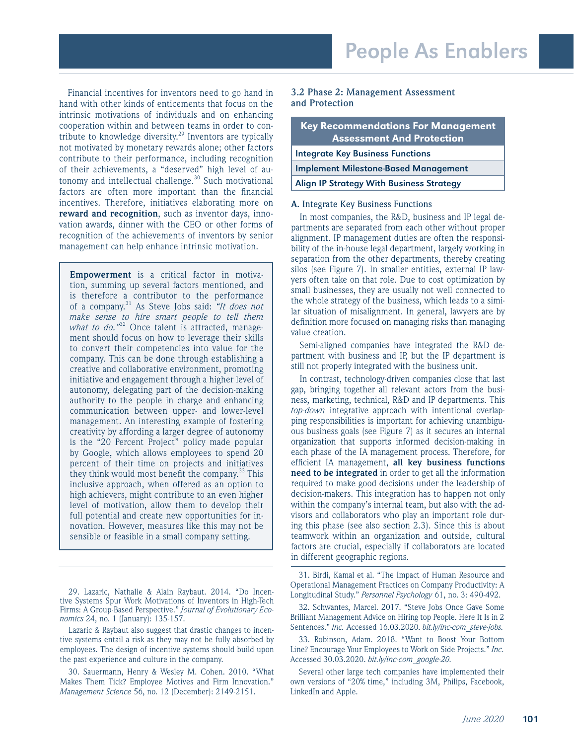Financial incentives for inventors need to go hand in hand with other kinds of enticements that focus on the intrinsic motivations of individuals and on enhancing cooperation within and between teams in order to contribute to knowledge diversity.[29] Inventors are typically not motivated by monetary rewards alone; other factors contribute to their performance, including recognition of their achievements, a "deserved" high level of autonomy and intellectual challenge.[30] Such motivational factors are often more important than the financial incentives. Therefore, initiatives elaborating more on **reward and recognition**, such as inventor days, innovation awards, dinner with the CEO or other forms of recognition of the achievements of inventors by senior management can help enhance intrinsic motivation.

> **Empowerment** is a critical factor in motivation, summing up several factors mentioned, and is therefore a contributor to the performance of a company.[31] As Steve Jobs said: *"It does not make sense to hire smart people to tell them what to do."*[32] Once talent is attracted, management should focus on how to leverage their skills to convert their competencies into value for the company. This can be done through establishing a creative and collaborative environment, promoting initiative and engagement through a higher level of autonomy, delegating part of the decision-making authority to the people in charge and enhancing communication between upper- and lower-level management. An interesting example of fostering creativity by affording a larger degree of autonomy is the "20 Percent Project" policy made popular by Google, which allows employees to spend 20 percent of their time on projects and initiatives they think would most benefit the company.[33] This inclusive approach, when offered as an option to high achievers, might contribute to an even higher level of motivation, allow them to develop their full potential and create new opportunities for innovation. However, measures like this may not be sensible or feasible in a small company setting.

### 3.2 Phase 2: Management Assessment and Protection

| Key Recommendations For Management Assessment And Protection |
|---|
| Integrate Key Business Functions |
| Implement Milestone-Based Management |
| Align IP Strategy With Business Strategy |

#### A. Integrate Key Business Functions

In most companies, the R&D, business and IP legal departments are separated from each other without proper alignment. IP management duties are often the responsibility of the in-house legal department, largely working in separation from the other departments, thereby creating silos (see Figure 7). In smaller entities, external IP lawyers often take on that role. Due to cost optimization by small businesses, they are usually not well connected to the whole strategy of the business, which leads to a similar situation of misalignment. In general, lawyers are by definition more focused on managing risks than managing value creation.

Semi-aligned companies have integrated the R&D department with business and IP, but the IP department is still not properly integrated with the business unit.

In contrast, technology-driven companies close that last gap, bringing together all relevant actors from the business, marketing, technical, R&D and IP departments. This *top-down* integrative approach with intentional overlapping responsibilities is important for achieving unambiguous business goals (see Figure 7) as it secures an internal organization that supports informed decision-making in each phase of the IA management process. Therefore, for efficient IA management, **all key business functions need to be integrated** in order to get all the information required to make good decisions under the leadership of decision-makers. This integration has to happen not only within the company's internal team, but also with the advisors and collaborators who play an important role during this phase (see also section 2.3). Since this is about teamwork within an organization and outside, cultural factors are crucial, especially if collaborators are located in different geographic regions.

---

29. Lazaric, Nathalie & Alain Raybaut. 2014. "Do Incentive Systems Spur Work Motivations of Inventors in High-Tech Firms: A Group-Based Perspective." *Journal of Evolutionary Economics* 24, no. 1 (January): 135-157.

Lazaric & Raybaut also suggest that drastic changes to incentive systems entail a risk as they may not be fully absorbed by employees. The design of incentive systems should build upon the past experience and culture in the company.

30. Sauermann, Henry & Wesley M. Cohen. 2010. "What Makes Them Tick? Employee Motives and Firm Innovation." *Management Science* 56, no. 12 (December): 2149-2151.

31. Birdi, Kamal et al. "The Impact of Human Resource and Operational Management Practices on Company Productivity: A Longitudinal Study." *Personnel Psychology* 61, no. 3: 490-492.

32. Schwantes, Marcel. 2017. "Steve Jobs Once Gave Some Brilliant Management Advice on Hiring top People. Here It Is in 2 Sentences." *Inc.* Accessed 16.03.2020. *bit.ly/inc-com_steve-jobs.*

33. Robinson, Adam. 2018. "Want to Boost Your Bottom Line? Encourage Your Employees to Work on Side Projects." *Inc.* Accessed 30.03.2020. *bit.ly/inc-com_google-20.*

Several other large tech companies have implemented their own versions of "20% time," including 3M, Philips, Facebook, LinkedIn and Apple.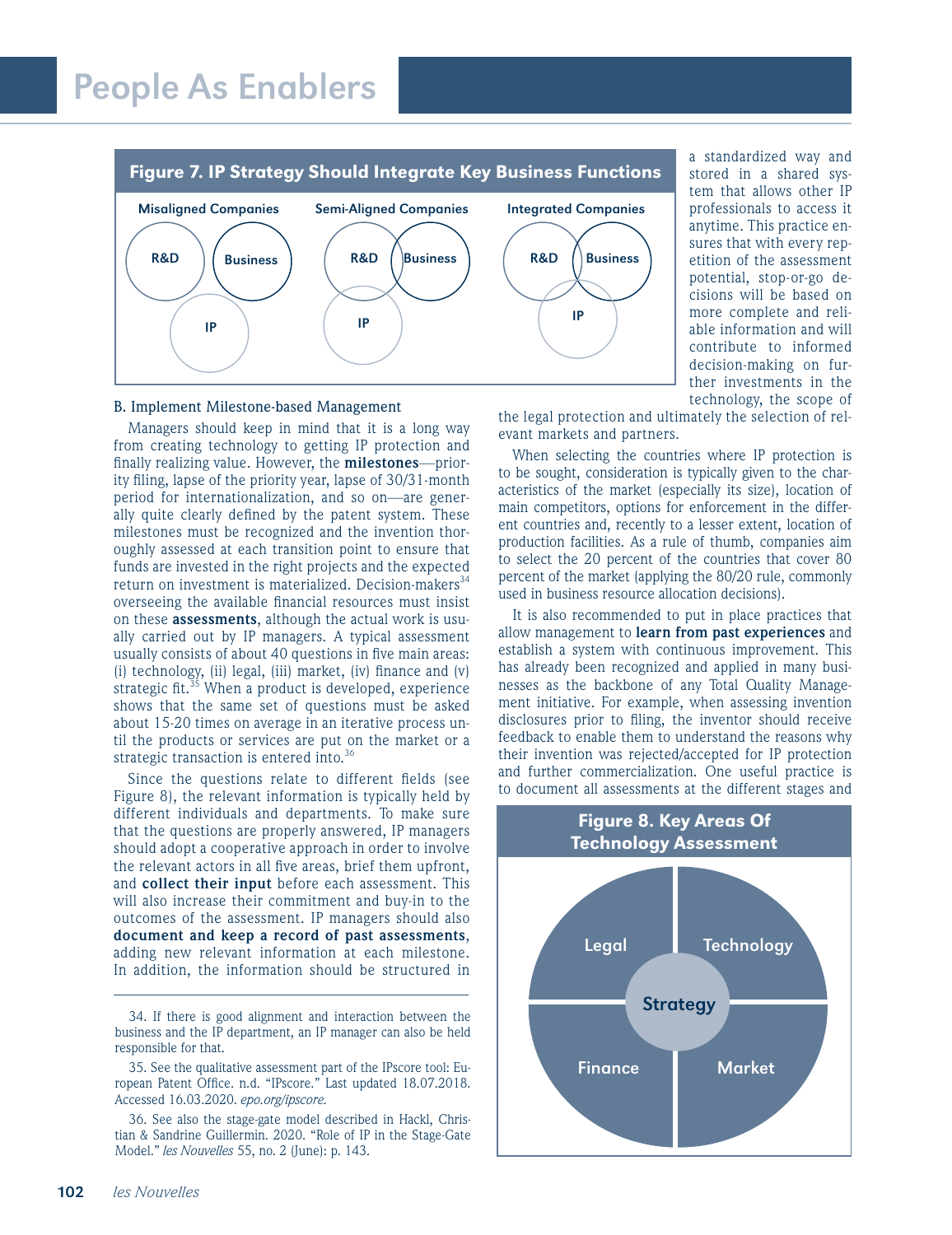## Figure 7. IP Strategy Should Integrate Key Business Functions

Misaligned Companies — R&D, Business, IP

Semi-Aligned Companies — R&D, Business, IP

Integrated Companies — R&D, Business, IP

### B. Implement Milestone-based Management

Managers should keep in mind that it is a long way from creating technology to getting IP protection and finally realizing value. However, the **milestones**—priority filing, lapse of the priority year, lapse of 30/31-month period for internationalization, and so on—are generally quite clearly defined by the patent system. These milestones must be recognized and the invention thoroughly assessed at each transition point to ensure that funds are invested in the right projects and the expected return on investment is materialized. Decision-makers[34] overseeing the available financial resources must insist on these **assessments**, although the actual work is usually carried out by IP managers. A typical assessment usually consists of about 40 questions in five main areas: (i) technology, (ii) legal, (iii) market, (iv) finance and (v) strategic fit.[35] When a product is developed, experience shows that the same set of questions must be asked about 15-20 times on average in an iterative process until the products or services are put on the market or a strategic transaction is entered into.[36]

Since the questions relate to different fields (see Figure 8), the relevant information is typically held by different individuals and departments. To make sure that the questions are properly answered, IP managers should adopt a cooperative approach in order to involve the relevant actors in all five areas, brief them upfront, and **collect their input** before each assessment. This will also increase their commitment and buy-in to the outcomes of the assessment. IP managers should also **document and keep a record of past assessments**, adding new relevant information at each milestone. In addition, the information should be structured in a standardized way and stored in a shared system that allows other IP professionals to access it anytime. This practice ensures that with every repetition of the assessment potential, stop-or-go decisions will be based on more complete and reliable information and will contribute to informed decision-making on further investments in the technology, the scope of the legal protection and ultimately the selection of relevant markets and partners.

When selecting the countries where IP protection is to be sought, consideration is typically given to the characteristics of the market (especially its size), location of main competitors, options for enforcement in the different countries and, recently to a lesser extent, location of production facilities. As a rule of thumb, companies aim to select the 20 percent of the countries that cover 80 percent of the market (applying the 80/20 rule, commonly used in business resource allocation decisions).

It is also recommended to put in place practices that allow management to **learn from past experiences** and establish a system with continuous improvement. This has already been recognized and applied in many businesses as the backbone of any Total Quality Management initiative. For example, when assessing invention disclosures prior to filing, the inventor should receive feedback to enable them to understand the reasons why their invention was rejected/accepted for IP protection and further commercialization. One useful practice is to document all assessments at the different stages and

## Figure 8. Key Areas Of Technology Assessment

Legal, Technology, Strategy, Finance, Market

---

34. If there is good alignment and interaction between the business and the IP department, an IP manager can also be held responsible for that.

35. See the qualitative assessment part of the IPscore tool: European Patent Office. n.d. "IPscore." Last updated 18.07.2018. Accessed 16.03.2020. *epo.org/ipscore.*

36. See also the stage-gate model described in Hackl, Christian & Sandrine Guillermin. 2020. "Role of IP in the Stage-Gate Model." *les Nouvelles* 55, no. 2 (June): p. 143.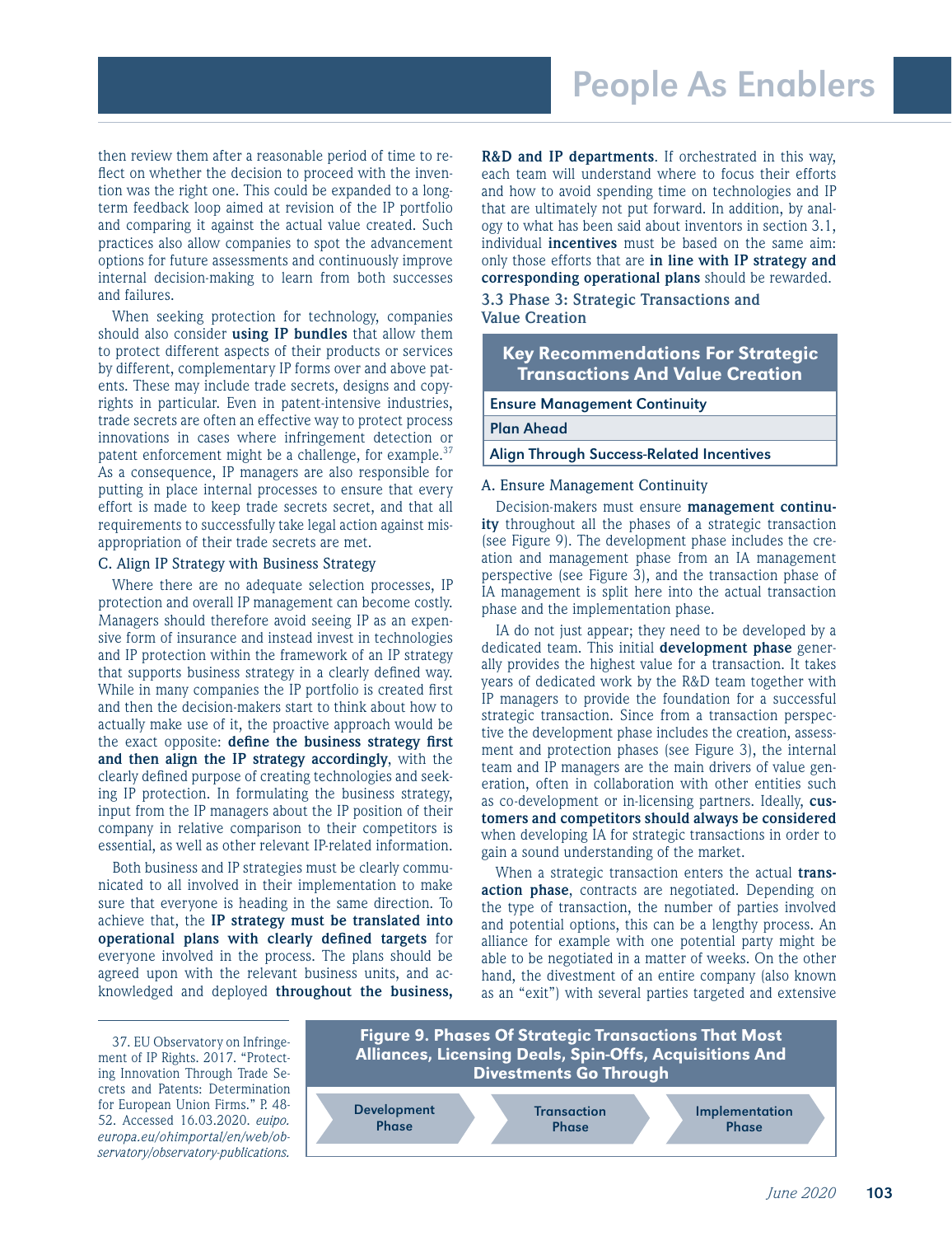then review them after a reasonable period of time to reflect on whether the decision to proceed with the invention was the right one. This could be expanded to a long-term feedback loop aimed at revision of the IP portfolio and comparing it against the actual value created. Such practices also allow companies to spot the advancement options for future assessments and continuously improve internal decision-making to learn from both successes and failures.

When seeking protection for technology, companies should also consider **using IP bundles** that allow them to protect different aspects of their products or services by different, complementary IP forms over and above patents. These may include trade secrets, designs and copyrights in particular. Even in patent-intensive industries, trade secrets are often an effective way to protect process innovations in cases where infringement detection or patent enforcement might be a challenge, for example.[37] As a consequence, IP managers are also responsible for putting in place internal processes to ensure that every effort is made to keep trade secrets secret, and that all requirements to successfully take legal action against misappropriation of their trade secrets are met.

### C. Align IP Strategy with Business Strategy

Where there are no adequate selection processes, IP protection and overall IP management can become costly. Managers should therefore avoid seeing IP as an expensive form of insurance and instead invest in technologies and IP protection within the framework of an IP strategy that supports business strategy in a clearly defined way. While in many companies the IP portfolio is created first and then the decision-makers start to think about how to actually make use of it, the proactive approach would be the exact opposite: **define the business strategy first and then align the IP strategy accordingly**, with the clearly defined purpose of creating technologies and seeking IP protection. In formulating the business strategy, input from the IP managers about the IP position of their company in relative comparison to their competitors is essential, as well as other relevant IP-related information.

Both business and IP strategies must be clearly communicated to all involved in their implementation to make sure that everyone is heading in the same direction. To achieve that, the **IP strategy must be translated into operational plans with clearly defined targets** for everyone involved in the process. The plans should be agreed upon with the relevant business units, and acknowledged and deployed **throughout the business, R&D and IP departments**. If orchestrated in this way, each team will understand where to focus their efforts and how to avoid spending time on technologies and IP that are ultimately not put forward. In addition, by analogy to what has been said about inventors in section 3.1, individual **incentives** must be based on the same aim: only those efforts that are **in line with IP strategy and corresponding operational plans** should be rewarded.

## 3.3 Phase 3: Strategic Transactions and Value Creation

| Key Recommendations For Strategic Transactions And Value Creation |
|---|
| Ensure Management Continuity |
| Plan Ahead |
| Align Through Success-Related Incentives |

### A. Ensure Management Continuity

Decision-makers must ensure **management continuity** throughout all the phases of a strategic transaction (see Figure 9). The development phase includes the creation and management phase from an IA management perspective (see Figure 3), and the transaction phase of IA management is split here into the actual transaction phase and the implementation phase.

IA do not just appear; they need to be developed by a dedicated team. This initial **development phase** generally provides the highest value for a transaction. It takes years of dedicated work by the R&D team together with IP managers to provide the foundation for a successful strategic transaction. Since from a transaction perspective the development phase includes the creation, assessment and protection phases (see Figure 3), the internal team and IP managers are the main drivers of value generation, often in collaboration with other entities such as co-development or in-licensing partners. Ideally, **customers and competitors should always be considered** when developing IA for strategic transactions in order to gain a sound understanding of the market.

When a strategic transaction enters the actual **transaction phase**, contracts are negotiated. Depending on the type of transaction, the number of parties involved and potential options, this can be a lengthy process. An alliance for example with one potential party might be able to be negotiated in a matter of weeks. On the other hand, the divestment of an entire company (also known as an "exit") with several parties targeted and extensive

**Figure 9. Phases Of Strategic Transactions That Most Alliances, Licensing Deals, Spin-Offs, Acquisitions And Divestments Go Through**

Development Phase → Transaction Phase → Implementation Phase

37. EU Observatory on Infringement of IP Rights. 2017. "Protecting Innovation Through Trade Secrets and Patents: Determination for European Union Firms." P. 48-52. Accessed 16.03.2020. *euipo.europa.eu/ohimportal/en/web/observatory/observatory-publications.*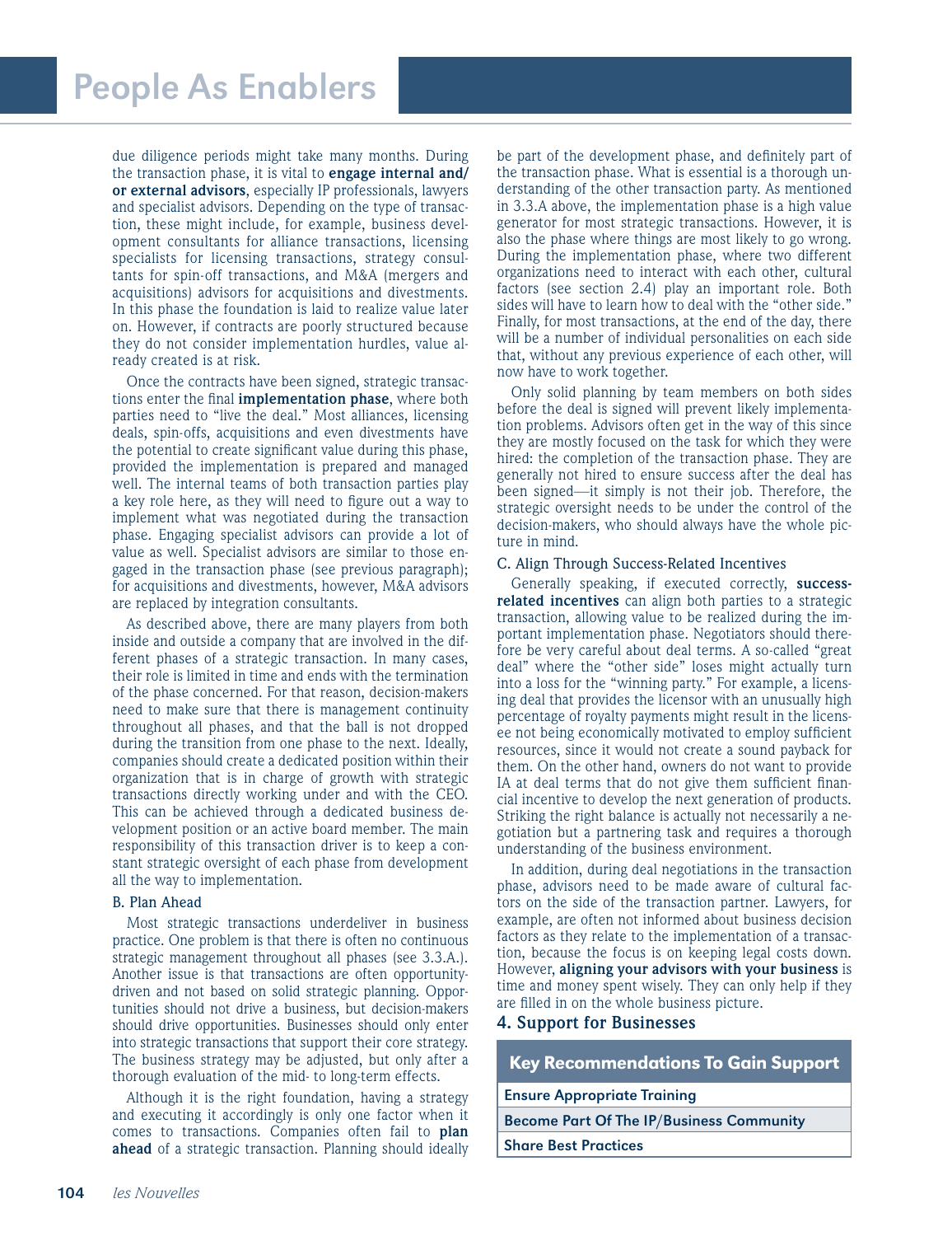due diligence periods might take many months. During the transaction phase, it is vital to **engage internal and/or external advisors**, especially IP professionals, lawyers and specialist advisors. Depending on the type of transaction, these might include, for example, business development consultants for alliance transactions, licensing specialists for licensing transactions, strategy consultants for spin-off transactions, and M&A (mergers and acquisitions) advisors for acquisitions and divestments. In this phase the foundation is laid to realize value later on. However, if contracts are poorly structured because they do not consider implementation hurdles, value already created is at risk.

Once the contracts have been signed, strategic transactions enter the final **implementation phase**, where both parties need to "live the deal." Most alliances, licensing deals, spin-offs, acquisitions and even divestments have the potential to create significant value during this phase, provided the implementation is prepared and managed well. The internal teams of both transaction parties play a key role here, as they will need to figure out a way to implement what was negotiated during the transaction phase. Engaging specialist advisors can provide a lot of value as well. Specialist advisors are similar to those engaged in the transaction phase (see previous paragraph); for acquisitions and divestments, however, M&A advisors are replaced by integration consultants.

As described above, there are many players from both inside and outside a company that are involved in the different phases of a strategic transaction. In many cases, their role is limited in time and ends with the termination of the phase concerned. For that reason, decision-makers need to make sure that there is management continuity throughout all phases, and that the ball is not dropped during the transition from one phase to the next. Ideally, companies should create a dedicated position within their organization that is in charge of growth with strategic transactions directly working under and with the CEO. This can be achieved through a dedicated business development position or an active board member. The main responsibility of this transaction driver is to keep a constant strategic oversight of each phase from development all the way to implementation.

### B. Plan Ahead

Most strategic transactions underdeliver in business practice. One problem is that there is often no continuous strategic management throughout all phases (see 3.3.A.). Another issue is that transactions are often opportunity-driven and not based on solid strategic planning. Opportunities should not drive a business, but decision-makers should drive opportunities. Businesses should only enter into strategic transactions that support their core strategy. The business strategy may be adjusted, but only after a thorough evaluation of the mid- to long-term effects.

Although it is the right foundation, having a strategy and executing it accordingly is only one factor when it comes to transactions. Companies often fail to **plan ahead** of a strategic transaction. Planning should ideally be part of the development phase, and definitely part of the transaction phase. What is essential is a thorough understanding of the other transaction party. As mentioned in 3.3.A above, the implementation phase is a high value generator for most strategic transactions. However, it is also the phase where things are most likely to go wrong. During the implementation phase, where two different organizations need to interact with each other, cultural factors (see section 2.4) play an important role. Both sides will have to learn how to deal with the "other side." Finally, for most transactions, at the end of the day, there will be a number of individual personalities on each side that, without any previous experience of each other, will now have to work together.

Only solid planning by team members on both sides before the deal is signed will prevent likely implementation problems. Advisors often get in the way of this since they are mostly focused on the task for which they were hired: the completion of the transaction phase. They are generally not hired to ensure success after the deal has been signed—it simply is not their job. Therefore, the strategic oversight needs to be under the control of the decision-makers, who should always have the whole picture in mind.

### C. Align Through Success-Related Incentives

Generally speaking, if executed correctly, **success-related incentives** can align both parties to a strategic transaction, allowing value to be realized during the important implementation phase. Negotiators should therefore be very careful about deal terms. A so-called "great deal" where the "other side" loses might actually turn into a loss for the "winning party." For example, a licensing deal that provides the licensor with an unusually high percentage of royalty payments might result in the licensee not being economically motivated to employ sufficient resources, since it would not create a sound payback for them. On the other hand, owners do not want to provide IA at deal terms that do not give them sufficient financial incentive to develop the next generation of products. Striking the right balance is actually not necessarily a negotiation but a partnering task and requires a thorough understanding of the business environment.

In addition, during deal negotiations in the transaction phase, advisors need to be made aware of cultural factors on the side of the transaction partner. Lawyers, for example, are often not informed about business decision factors as they relate to the implementation of a transaction, because the focus is on keeping legal costs down. However, **aligning your advisors with your business** is time and money spent wisely. They can only help if they are filled in on the whole business picture.

## 4. Support for Businesses

| Key Recommendations To Gain Support |
|---|
| Ensure Appropriate Training |
| Become Part Of The IP/Business Community |
| Share Best Practices |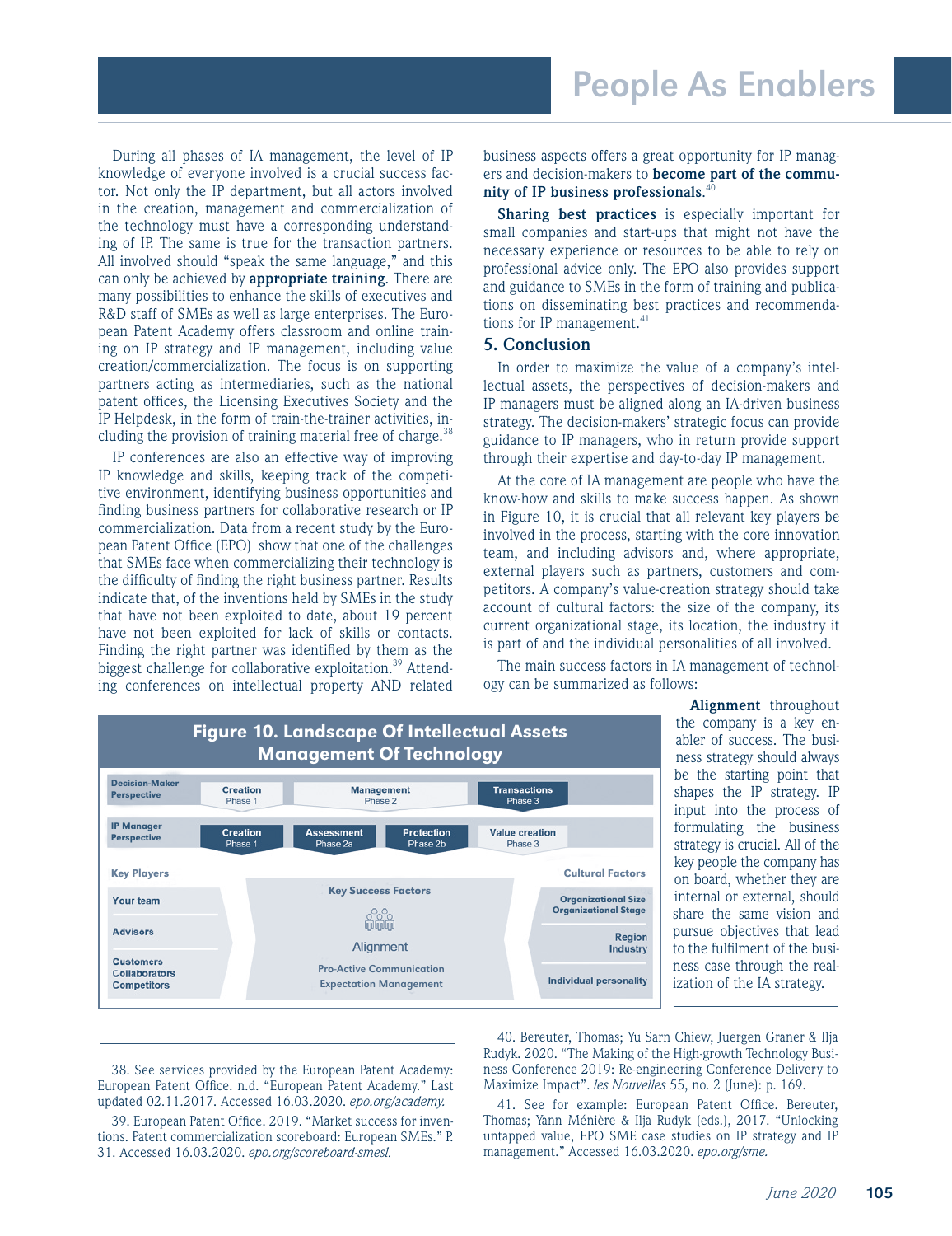During all phases of IA management, the level of IP knowledge of everyone involved is a crucial success factor. Not only the IP department, but all actors involved in the creation, management and commercialization of the technology must have a corresponding understanding of IP. The same is true for the transaction partners. All involved should "speak the same language," and this can only be achieved by **appropriate training**. There are many possibilities to enhance the skills of executives and R&D staff of SMEs as well as large enterprises. The European Patent Academy offers classroom and online training on IP strategy and IP management, including value creation/commercialization. The focus is on supporting partners acting as intermediaries, such as the national patent offices, the Licensing Executives Society and the IP Helpdesk, in the form of train-the-trainer activities, including the provision of training material free of charge.[38]

IP conferences are also an effective way of improving IP knowledge and skills, keeping track of the competitive environment, identifying business opportunities and finding business partners for collaborative research or IP commercialization. Data from a recent study by the European Patent Office (EPO) show that one of the challenges that SMEs face when commercializing their technology is the difficulty of finding the right business partner. Results indicate that, of the inventions held by SMEs in the study that have not been exploited to date, about 19 percent have not been exploited for lack of skills or contacts. Finding the right partner was identified by them as the biggest challenge for collaborative exploitation.[39] Attending conferences on intellectual property AND related business aspects offers a great opportunity for IP managers and decision-makers to **become part of the community of IP business professionals**.[40]

**Sharing best practices** is especially important for small companies and start-ups that might not have the necessary experience or resources to be able to rely on professional advice only. The EPO also provides support and guidance to SMEs in the form of training and publications on disseminating best practices and recommendations for IP management.[41]

## 5. Conclusion

In order to maximize the value of a company's intellectual assets, the perspectives of decision-makers and IP managers must be aligned along an IA-driven business strategy. The decision-makers' strategic focus can provide guidance to IP managers, who in return provide support through their expertise and day-to-day IP management.

At the core of IA management are people who have the know-how and skills to make success happen. As shown in Figure 10, it is crucial that all relevant key players be involved in the process, starting with the core innovation team, and including advisors and, where appropriate, external players such as partners, customers and competitors. A company's value-creation strategy should take account of cultural factors: the size of the company, its current organizational stage, its location, the industry it is part of and the individual personalities of all involved.

The main success factors in IA management of technology can be summarized as follows:

**Figure 10. Landscape Of Intellectual Assets Management Of Technology**

| | | | | |
|---|---|---|---|---|
| Decision-Maker Perspective | Creation Phase 1 | Management Phase 2 | | Transactions Phase 3 |
| IP Manager Perspective | Creation Phase 1 | Assessment Phase 2a | Protection Phase 2b | Value creation Phase 3 |

| Key Players | Key Success Factors | Cultural Factors |
|---|---|---|
| Your team | Alignment | Organizational Size, Organizational Stage |
| Advisors | Pro-Active Communication | Region, Industry |
| Customers, Collaborators, Competitors | Expectation Management | Individual personality |

**Alignment** throughout the company is a key enabler of success. The business strategy should always be the starting point that shapes the IP strategy. IP input into the process of formulating the business strategy is crucial. All of the key people the company has on board, whether they are internal or external, should share the same vision and pursue objectives that lead to the fulfilment of the business case through the realization of the IA strategy.

---

38. See services provided by the European Patent Academy: European Patent Office. n.d. "European Patent Academy." Last updated 02.11.2017. Accessed 16.03.2020. *epo.org/academy.*

39. European Patent Office. 2019. "Market success for inventions. Patent commercialization scoreboard: European SMEs." P. 31. Accessed 16.03.2020. *epo.org/scoreboard-smesl.*

40. Bereuter, Thomas; Yu Sarn Chiew, Juergen Graner & Ilja Rudyk. 2020. "The Making of the High-growth Technology Business Conference 2019: Re-engineering Conference Delivery to Maximize Impact". *les Nouvelles* 55, no. 2 (June): p. 169.

41. See for example: European Patent Office. Bereuter, Thomas; Yann Ménière & Ilja Rudyk (eds.), 2017. "Unlocking untapped value, EPO SME case studies on IP strategy and IP management." Accessed 16.03.2020. *epo.org/sme.*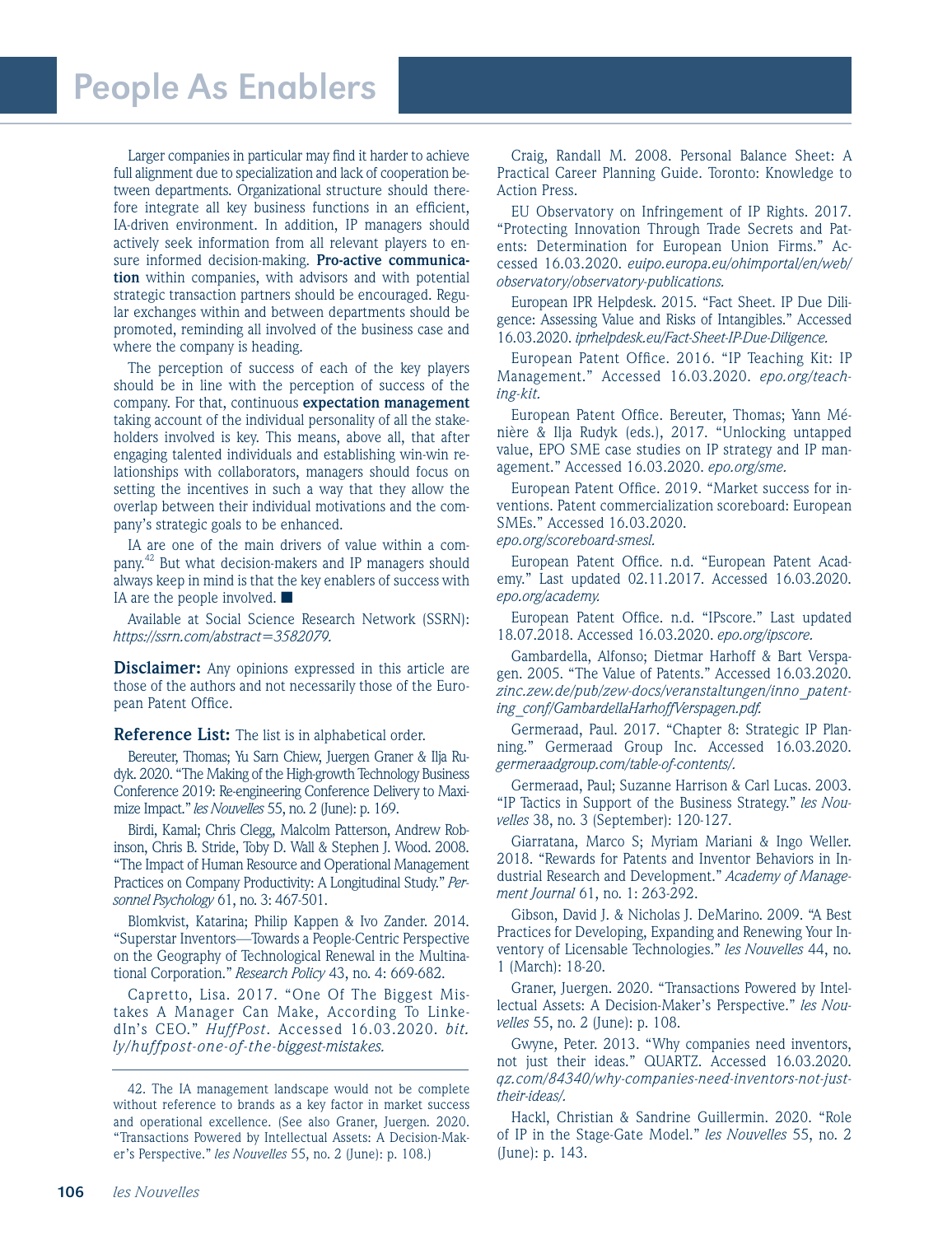Larger companies in particular may find it harder to achieve full alignment due to specialization and lack of cooperation between departments. Organizational structure should therefore integrate all key business functions in an efficient, IA-driven environment. In addition, IP managers should actively seek information from all relevant players to ensure informed decision-making. **Pro-active communication** within companies, with advisors and with potential strategic transaction partners should be encouraged. Regular exchanges within and between departments should be promoted, reminding all involved of the business case and where the company is heading.

The perception of success of each of the key players should be in line with the perception of success of the company. For that, continuous **expectation management** taking account of the individual personality of all the stakeholders involved is key. This means, above all, that after engaging talented individuals and establishing win-win relationships with collaborators, managers should focus on setting the incentives in such a way that they allow the overlap between their individual motivations and the company's strategic goals to be enhanced.

IA are one of the main drivers of value within a company.[42] But what decision-makers and IP managers should always keep in mind is that the key enablers of success with IA are the people involved. ■

Available at Social Science Research Network (SSRN): *https://ssrn.com/abstract=3582079.*

**Disclaimer:** Any opinions expressed in this article are those of the authors and not necessarily those of the European Patent Office.

**Reference List:** The list is in alphabetical order.

Bereuter, Thomas; Yu Sarn Chiew, Juergen Graner & Ilja Rudyk. 2020. "The Making of the High-growth Technology Business Conference 2019: Re-engineering Conference Delivery to Maximize Impact." *les Nouvelles* 55, no. 2 (June): p. 169.

Birdi, Kamal; Chris Clegg, Malcolm Patterson, Andrew Robinson, Chris B. Stride, Toby D. Wall & Stephen J. Wood. 2008. "The Impact of Human Resource and Operational Management Practices on Company Productivity: A Longitudinal Study." *Personnel Psychology* 61, no. 3: 467-501.

Blomkvist, Katarina; Philip Kappen & Ivo Zander. 2014. "Superstar Inventors—Towards a People-Centric Perspective on the Geography of Technological Renewal in the Multinational Corporation." *Research Policy* 43, no. 4: 669-682.

Capretto, Lisa. 2017. "One Of The Biggest Mistakes A Manager Can Make, According To LinkedIn's CEO." *HuffPost*. Accessed 16.03.2020. *bit.ly/huffpost-one-of-the-biggest-mistakes.*

Craig, Randall M. 2008. Personal Balance Sheet: A Practical Career Planning Guide. Toronto: Knowledge to Action Press.

EU Observatory on Infringement of IP Rights. 2017. "Protecting Innovation Through Trade Secrets and Patents: Determination for European Union Firms." Accessed 16.03.2020. *euipo.europa.eu/ohimportal/en/web/observatory/observatory-publications.*

European IPR Helpdesk. 2015. "Fact Sheet. IP Due Diligence: Assessing Value and Risks of Intangibles." Accessed 16.03.2020. *iprhelpdesk.eu/Fact-Sheet-IP-Due-Diligence.*

European Patent Office. 2016. "IP Teaching Kit: IP Management." Accessed 16.03.2020. *epo.org/teaching-kit.*

European Patent Office. Bereuter, Thomas; Yann Ménière & Ilja Rudyk (eds.), 2017. "Unlocking untapped value, EPO SME case studies on IP strategy and IP management." Accessed 16.03.2020. *epo.org/sme.*

European Patent Office. 2019. "Market success for inventions. Patent commercialization scoreboard: European SMEs." Accessed 16.03.2020. *epo.org/scoreboard-smesl.*

European Patent Office. n.d. "European Patent Academy." Last updated 02.11.2017. Accessed 16.03.2020. *epo.org/academy.*

European Patent Office. n.d. "IPscore." Last updated 18.07.2018. Accessed 16.03.2020. *epo.org/ipscore.*

Gambardella, Alfonso; Dietmar Harhoff & Bart Verspagen. 2005. "The Value of Patents." Accessed 16.03.2020. *zinc.zew.de/pub/zew-docs/veranstaltungen/inno_patenting_conf/GambardellaHarhoffVerspagen.pdf.*

Germeraad, Paul. 2017. "Chapter 8: Strategic IP Planning." Germeraad Group Inc. Accessed 16.03.2020. *germeraadgroup.com/table-of-contents/.*

Germeraad, Paul; Suzanne Harrison & Carl Lucas. 2003. "IP Tactics in Support of the Business Strategy." *les Nouvelles* 38, no. 3 (September): 120-127.

Giarratana, Marco S; Myriam Mariani & Ingo Weller. 2018. "Rewards for Patents and Inventor Behaviors in Industrial Research and Development." *Academy of Management Journal* 61, no. 1: 263-292.

Gibson, David J. & Nicholas J. DeMarino. 2009. "A Best Practices for Developing, Expanding and Renewing Your Inventory of Licensable Technologies." *les Nouvelles* 44, no. 1 (March): 18-20.

Graner, Juergen. 2020. "Transactions Powered by Intellectual Assets: A Decision-Maker's Perspective." *les Nouvelles* 55, no. 2 (June): p. 108.

Gwyne, Peter. 2013. "Why companies need inventors, not just their ideas." QUARTZ. Accessed 16.03.2020. *qz.com/84340/why-companies-need-inventors-not-just-their-ideas/.*

Hackl, Christian & Sandrine Guillermin. 2020. "Role of IP in the Stage-Gate Model." *les Nouvelles* 55, no. 2 (June): p. 143.

---

42. The IA management landscape would not be complete without reference to brands as a key factor in market success and operational excellence. (See also Graner, Juergen. 2020. "Transactions Powered by Intellectual Assets: A Decision-Maker's Perspective." *les Nouvelles* 55, no. 2 (June): p. 108.)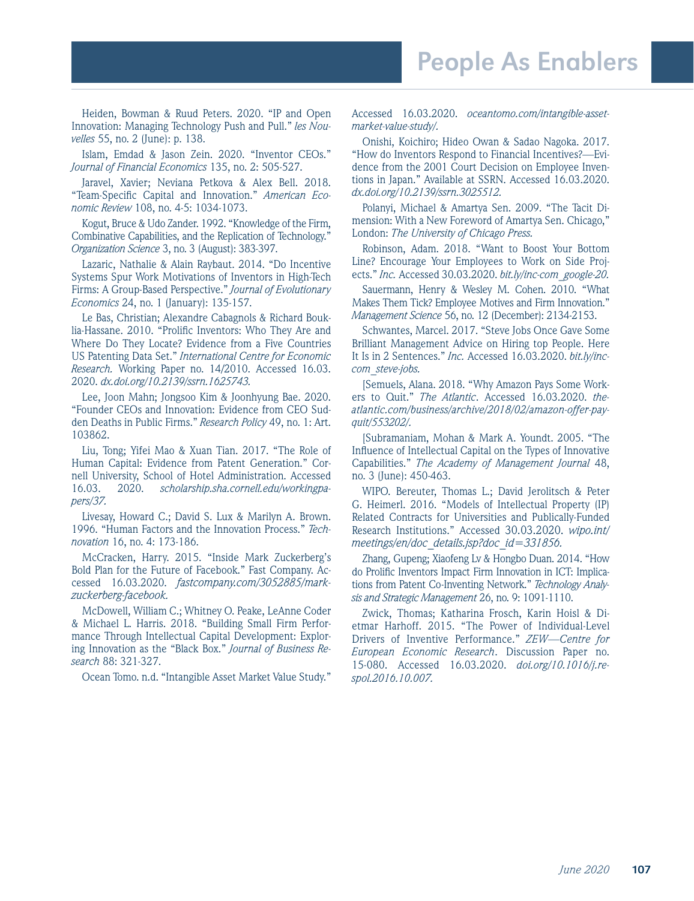Heiden, Bowman & Ruud Peters. 2020. "IP and Open Innovation: Managing Technology Push and Pull." *les Nouvelles* 55, no. 2 (June): p. 138.

Islam, Emdad & Jason Zein. 2020. "Inventor CEOs." *Journal of Financial Economics* 135, no. 2: 505-527.

Jaravel, Xavier; Neviana Petkova & Alex Bell. 2018. "Team-Specific Capital and Innovation." *American Economic Review* 108, no. 4-5: 1034-1073.

Kogut, Bruce & Udo Zander. 1992. "Knowledge of the Firm, Combinative Capabilities, and the Replication of Technology." *Organization Science* 3, no. 3 (August): 383-397.

Lazaric, Nathalie & Alain Raybaut. 2014. "Do Incentive Systems Spur Work Motivations of Inventors in High-Tech Firms: A Group-Based Perspective." *Journal of Evolutionary Economics* 24, no. 1 (January): 135-157.

Le Bas, Christian; Alexandre Cabagnols & Richard Bouklia-Hassane. 2010. "Prolific Inventors: Who They Are and Where Do They Locate? Evidence from a Five Countries US Patenting Data Set." *International Centre for Economic Research.* Working Paper no. 14/2010. Accessed 16.03. 2020. *dx.doi.org/10.2139/ssrn.1625743.*

Lee, Joon Mahn; Jongsoo Kim & Joonhyung Bae. 2020. "Founder CEOs and Innovation: Evidence from CEO Sudden Deaths in Public Firms." *Research Policy* 49, no. 1: Art. 103862.

Liu, Tong; Yifei Mao & Xuan Tian. 2017. "The Role of Human Capital: Evidence from Patent Generation." Cornell University, School of Hotel Administration. Accessed 16.03. 2020. *scholarship.sha.cornell.edu/workingpapers/37.*

Livesay, Howard C.; David S. Lux & Marilyn A. Brown. 1996. "Human Factors and the Innovation Process." *Technovation* 16, no. 4: 173-186.

McCracken, Harry. 2015. "Inside Mark Zuckerberg's Bold Plan for the Future of Facebook." Fast Company. Accessed 16.03.2020. *fastcompany.com/3052885/mark-zuckerberg-facebook.*

McDowell, William C.; Whitney O. Peake, LeAnne Coder & Michael L. Harris. 2018. "Building Small Firm Performance Through Intellectual Capital Development: Exploring Innovation as the "Black Box." *Journal of Business Research* 88: 321-327.

Ocean Tomo. n.d. "Intangible Asset Market Value Study." Accessed 16.03.2020. *oceantomo.com/intangible-asset-market-value-study/.*

Onishi, Koichiro; Hideo Owan & Sadao Nagoka. 2017. "How do Inventors Respond to Financial Incentives?—Evidence from the 2001 Court Decision on Employee Inventions in Japan." Available at SSRN. Accessed 16.03.2020. *dx.doi.org/10.2139/ssrn.3025512.*

Polanyi, Michael & Amartya Sen. 2009. "The Tacit Dimension: With a New Foreword of Amartya Sen. Chicago," London: *The University of Chicago Press.*

Robinson, Adam. 2018. "Want to Boost Your Bottom Line? Encourage Your Employees to Work on Side Projects." *Inc.* Accessed 30.03.2020. *bit.ly/inc-com_google-20.*

Sauermann, Henry & Wesley M. Cohen. 2010. "What Makes Them Tick? Employee Motives and Firm Innovation." *Management Science* 56, no. 12 (December): 2134-2153.

Schwantes, Marcel. 2017. "Steve Jobs Once Gave Some Brilliant Management Advice on Hiring top People. Here It Is in 2 Sentences." *Inc.* Accessed 16.03.2020. *bit.ly/inc-com_steve-jobs.*

[Semuels, Alana. 2018. "Why Amazon Pays Some Workers to Quit." *The Atlantic*. Accessed 16.03.2020. *theatlantic.com/business/archive/2018/02/amazon-offer-pay-quit/553202/.*

[Subramaniam, Mohan & Mark A. Youndt. 2005. "The Influence of Intellectual Capital on the Types of Innovative Capabilities." *The Academy of Management Journal* 48, no. 3 (June): 450-463.

WIPO. Bereuter, Thomas L.; David Jerolitsch & Peter G. Heimerl. 2016. "Models of Intellectual Property (IP) Related Contracts for Universities and Publically-Funded Research Institutions." Accessed 30.03.2020. *wipo.int/meetings/en/doc_details.jsp?doc_id=331856.*

Zhang, Gupeng; Xiaofeng Lv & Hongbo Duan. 2014. "How do Prolific Inventors Impact Firm Innovation in ICT: Implications from Patent Co-Inventing Network." *Technology Analysis and Strategic Management* 26, no. 9: 1091-1110.

Zwick, Thomas; Katharina Frosch, Karin Hoisl & Dietmar Harhoff. 2015. "The Power of Individual-Level Drivers of Inventive Performance." *ZEW—Centre for European Economic Research*. Discussion Paper no. 15-080. Accessed 16.03.2020. *doi.org/10.1016/j.respol.2016.10.007.*